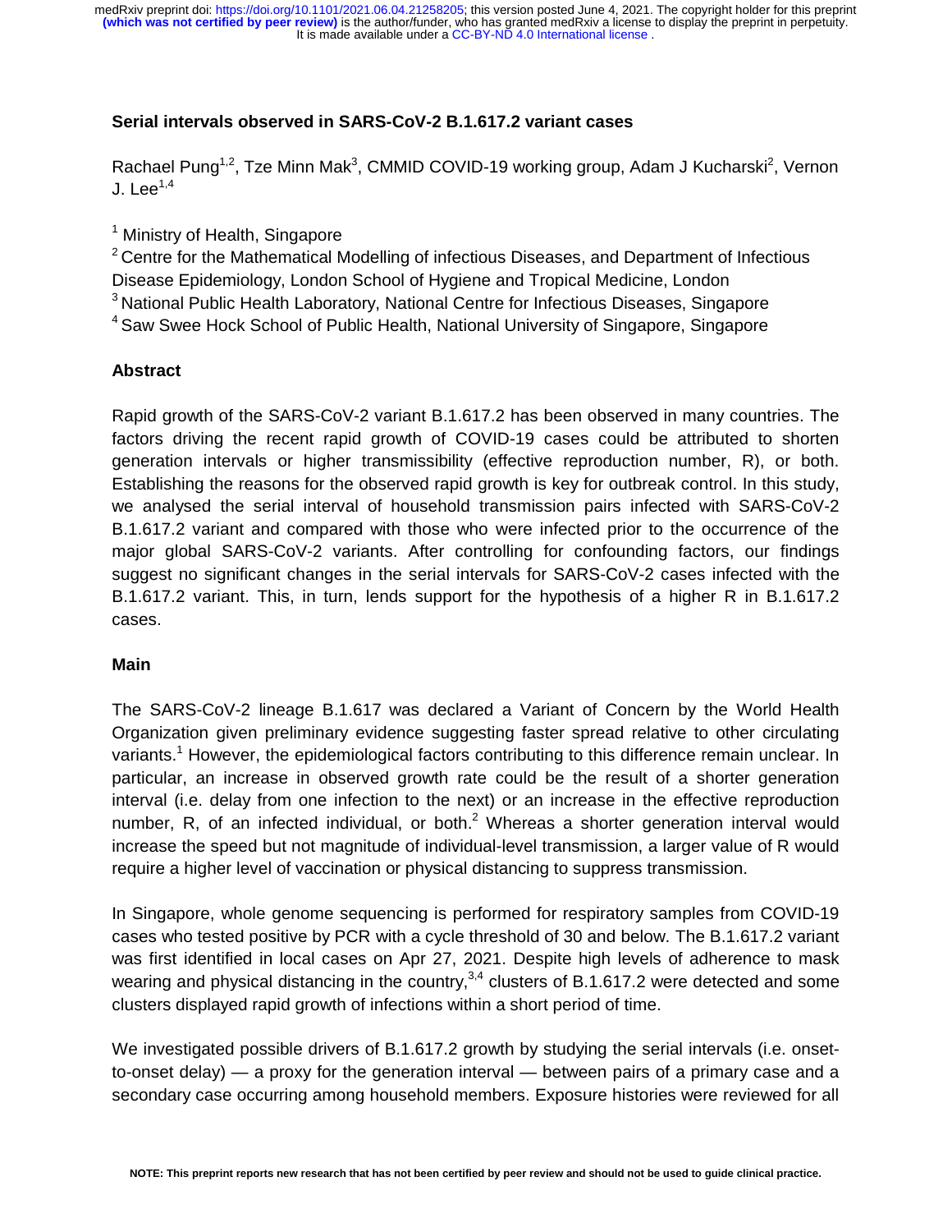# Serial intervals observed in SARS-CoV-2 B.1.617.2 variant cases

Rachael Pung[1,2], Tze Minn Mak[3], CMMID COVID-19 working group, Adam J Kucharski[2], Vernon J. Lee[1,4]

[1] Ministry of Health, Singapore
[2] Centre for the Mathematical Modelling of infectious Diseases, and Department of Infectious Disease Epidemiology, London School of Hygiene and Tropical Medicine, London
[3] National Public Health Laboratory, National Centre for Infectious Diseases, Singapore
[4] Saw Swee Hock School of Public Health, National University of Singapore, Singapore

## Abstract

Rapid growth of the SARS-CoV-2 variant B.1.617.2 has been observed in many countries. The factors driving the recent rapid growth of COVID-19 cases could be attributed to shorten generation intervals or higher transmissibility (effective reproduction number, R), or both. Establishing the reasons for the observed rapid growth is key for outbreak control. In this study, we analysed the serial interval of household transmission pairs infected with SARS-CoV-2 B.1.617.2 variant and compared with those who were infected prior to the occurrence of the major global SARS-CoV-2 variants. After controlling for confounding factors, our findings suggest no significant changes in the serial intervals for SARS-CoV-2 cases infected with the B.1.617.2 variant. This, in turn, lends support for the hypothesis of a higher R in B.1.617.2 cases.

## Main

The SARS-CoV-2 lineage B.1.617 was declared a Variant of Concern by the World Health Organization given preliminary evidence suggesting faster spread relative to other circulating variants.[1] However, the epidemiological factors contributing to this difference remain unclear. In particular, an increase in observed growth rate could be the result of a shorter generation interval (i.e. delay from one infection to the next) or an increase in the effective reproduction number, R, of an infected individual, or both.[2] Whereas a shorter generation interval would increase the speed but not magnitude of individual-level transmission, a larger value of R would require a higher level of vaccination or physical distancing to suppress transmission.

In Singapore, whole genome sequencing is performed for respiratory samples from COVID-19 cases who tested positive by PCR with a cycle threshold of 30 and below. The B.1.617.2 variant was first identified in local cases on Apr 27, 2021. Despite high levels of adherence to mask wearing and physical distancing in the country,[3,4] clusters of B.1.617.2 were detected and some clusters displayed rapid growth of infections within a short period of time.

We investigated possible drivers of B.1.617.2 growth by studying the serial intervals (i.e. onset-to-onset delay) — a proxy for the generation interval — between pairs of a primary case and a secondary case occurring among household members. Exposure histories were reviewed for all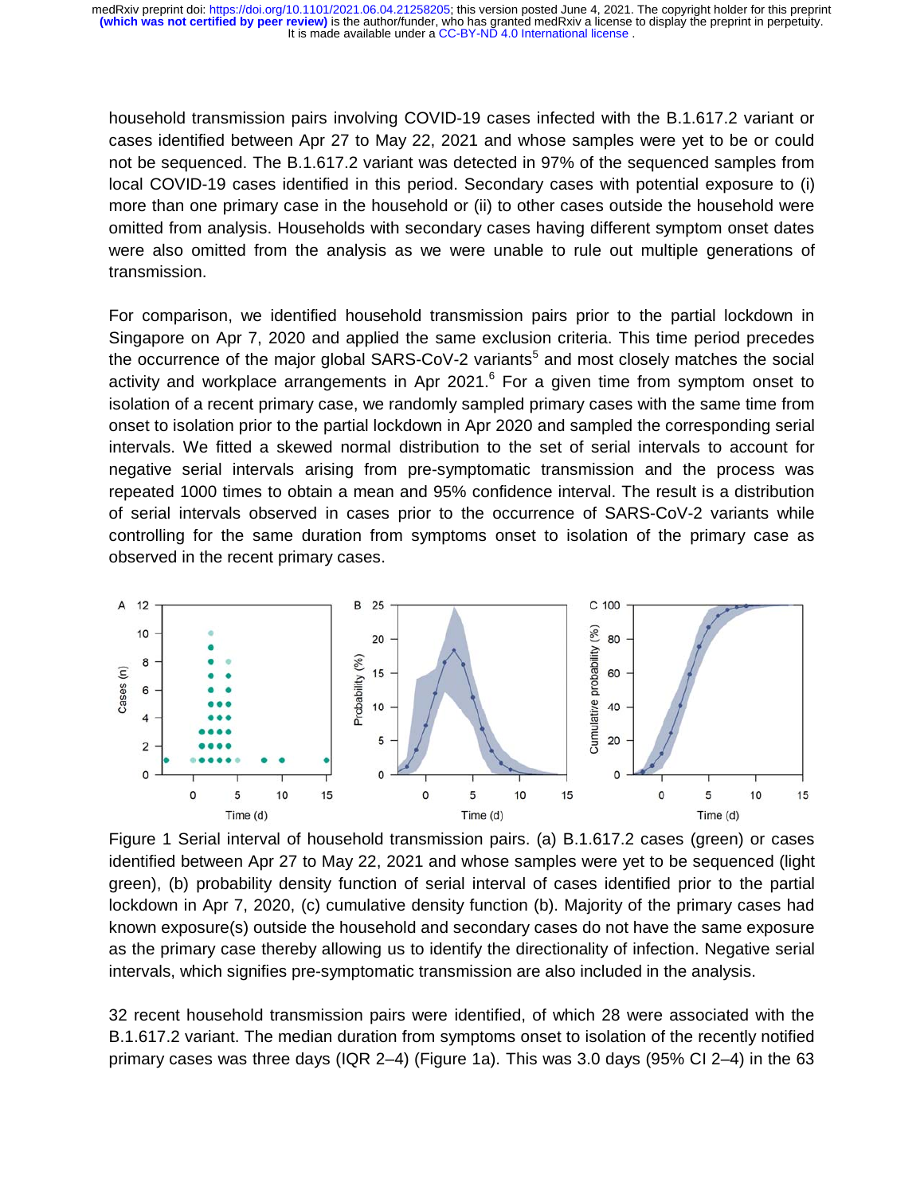household transmission pairs involving COVID-19 cases infected with the B.1.617.2 variant or cases identified between Apr 27 to May 22, 2021 and whose samples were yet to be or could not be sequenced. The B.1.617.2 variant was detected in 97% of the sequenced samples from local COVID-19 cases identified in this period. Secondary cases with potential exposure to (i) more than one primary case in the household or (ii) to other cases outside the household were omitted from analysis. Households with secondary cases having different symptom onset dates were also omitted from the analysis as we were unable to rule out multiple generations of transmission.

For comparison, we identified household transmission pairs prior to the partial lockdown in Singapore on Apr 7, 2020 and applied the same exclusion criteria. This time period precedes the occurrence of the major global SARS-CoV-2 variants[5] and most closely matches the social activity and workplace arrangements in Apr 2021.[6] For a given time from symptom onset to isolation of a recent primary case, we randomly sampled primary cases with the same time from onset to isolation prior to the partial lockdown in Apr 2020 and sampled the corresponding serial intervals. We fitted a skewed normal distribution to the set of serial intervals to account for negative serial intervals arising from pre-symptomatic transmission and the process was repeated 1000 times to obtain a mean and 95% confidence interval. The result is a distribution of serial intervals observed in cases prior to the occurrence of SARS-CoV-2 variants while controlling for the same duration from symptoms onset to isolation of the primary case as observed in the recent primary cases.

Figure 1 Serial interval of household transmission pairs. (a) B.1.617.2 cases (green) or cases identified between Apr 27 to May 22, 2021 and whose samples were yet to be sequenced (light green), (b) probability density function of serial interval of cases identified prior to the partial lockdown in Apr 7, 2020, (c) cumulative density function (b). Majority of the primary cases had known exposure(s) outside the household and secondary cases do not have the same exposure as the primary case thereby allowing us to identify the directionality of infection. Negative serial intervals, which signifies pre-symptomatic transmission are also included in the analysis.

32 recent household transmission pairs were identified, of which 28 were associated with the B.1.617.2 variant. The median duration from symptoms onset to isolation of the recently notified primary cases was three days (IQR 2–4) (Figure 1a). This was 3.0 days (95% CI 2–4) in the 63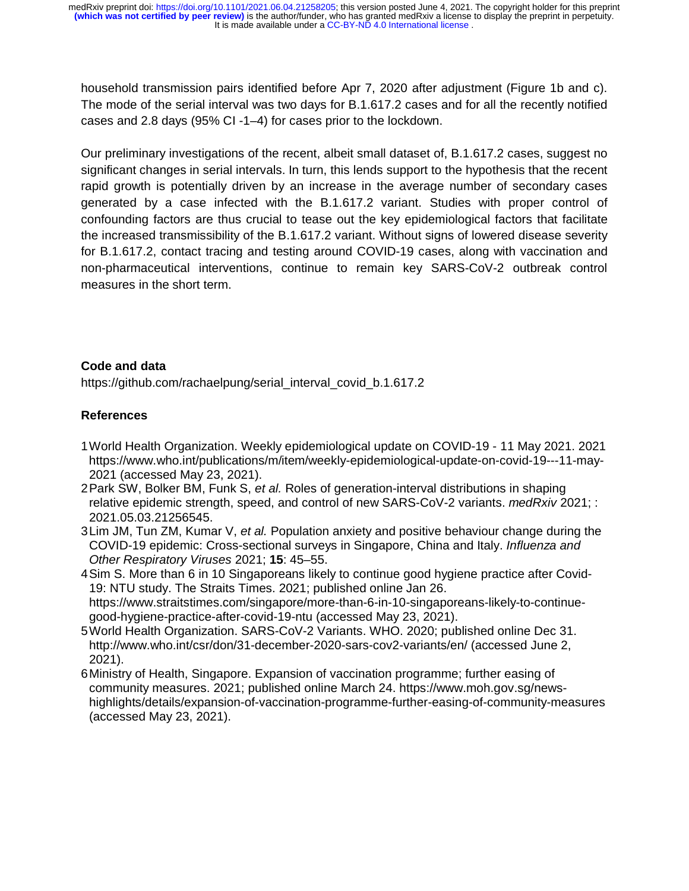household transmission pairs identified before Apr 7, 2020 after adjustment (Figure 1b and c). The mode of the serial interval was two days for B.1.617.2 cases and for all the recently notified cases and 2.8 days (95% CI -1–4) for cases prior to the lockdown.

Our preliminary investigations of the recent, albeit small dataset of, B.1.617.2 cases, suggest no significant changes in serial intervals. In turn, this lends support to the hypothesis that the recent rapid growth is potentially driven by an increase in the average number of secondary cases generated by a case infected with the B.1.617.2 variant. Studies with proper control of confounding factors are thus crucial to tease out the key epidemiological factors that facilitate the increased transmissibility of the B.1.617.2 variant. Without signs of lowered disease severity for B.1.617.2, contact tracing and testing around COVID-19 cases, along with vaccination and non-pharmaceutical interventions, continue to remain key SARS-CoV-2 outbreak control measures in the short term.

## Code and data

https://github.com/rachaelpung/serial_interval_covid_b.1.617.2

## References

1. World Health Organization. Weekly epidemiological update on COVID-19 - 11 May 2021. 2021 https://www.who.int/publications/m/item/weekly-epidemiological-update-on-covid-19---11-may-2021 (accessed May 23, 2021).
2. Park SW, Bolker BM, Funk S, *et al.* Roles of generation-interval distributions in shaping relative epidemic strength, speed, and control of new SARS-CoV-2 variants. *medRxiv* 2021; : 2021.05.03.21256545.
3. Lim JM, Tun ZM, Kumar V, *et al.* Population anxiety and positive behaviour change during the COVID-19 epidemic: Cross-sectional surveys in Singapore, China and Italy. *Influenza and Other Respiratory Viruses* 2021; **15**: 45–55.
4. Sim S. More than 6 in 10 Singaporeans likely to continue good hygiene practice after Covid-19: NTU study. The Straits Times. 2021; published online Jan 26. https://www.straitstimes.com/singapore/more-than-6-in-10-singaporeans-likely-to-continue-good-hygiene-practice-after-covid-19-ntu (accessed May 23, 2021).
5. World Health Organization. SARS-CoV-2 Variants. WHO. 2020; published online Dec 31. http://www.who.int/csr/don/31-december-2020-sars-cov2-variants/en/ (accessed June 2, 2021).
6. Ministry of Health, Singapore. Expansion of vaccination programme; further easing of community measures. 2021; published online March 24. https://www.moh.gov.sg/news-highlights/details/expansion-of-vaccination-programme-further-easing-of-community-measures (accessed May 23, 2021).